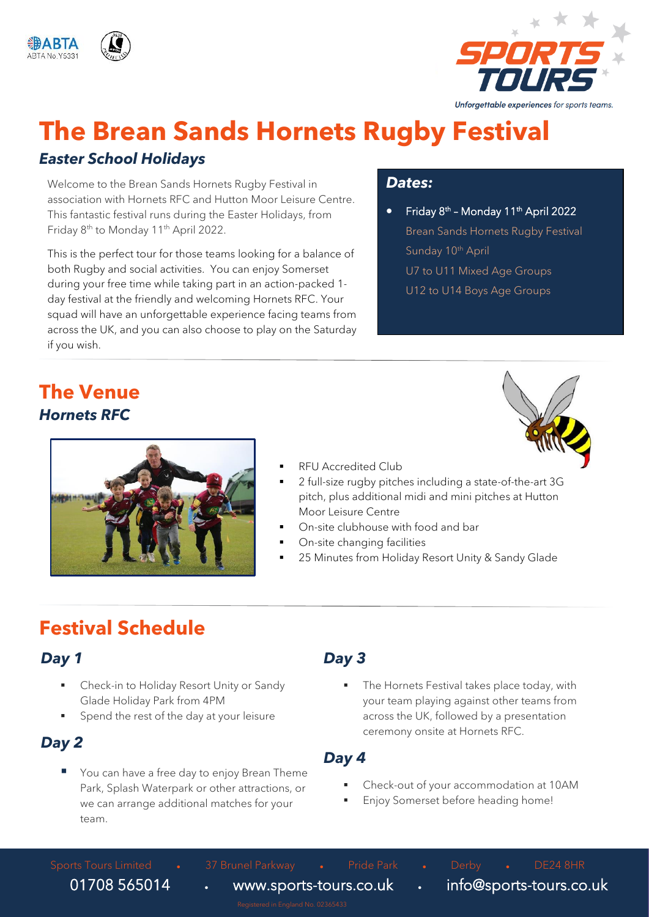# The Brean Sands Hornets Rugby Festival

### *Easter School Holidays*

Welcome to the Brean Sands Hornets Rugby Festival in association with Hornets RFC and Hutton Moor Leisure Centre. This fantastic festival runs during the Easter Holidays, from Friday 8th to Monday 11th April 2022.

This is the perfect tour for those teams looking for a balance of both Rugby and social activities. You can enjoy Somerset during your free time while taking part in an action-packed 1-day festival at the friendly and welcoming Hornets RFC. Your squad will have an unforgettable experience facing teams from across the UK, and you can also choose to play on the Saturday if you wish.

### *Dates:*

- Friday 8th – Monday 11th April 2022
  Brean Sands Hornets Rugby Festival
  Sunday 10th April
  U7 to U11 Mixed Age Groups
  U12 to U14 Boys Age Groups

## The Venue

### *Hornets RFC*

- RFU Accredited Club
- 2 full-size rugby pitches including a state-of-the-art 3G pitch, plus additional midi and mini pitches at Hutton Moor Leisure Centre
- On-site clubhouse with food and bar
- On-site changing facilities
- 25 Minutes from Holiday Resort Unity & Sandy Glade

## Festival Schedule

### *Day 1*

- Check-in to Holiday Resort Unity or Sandy Glade Holiday Park from 4PM
- Spend the rest of the day at your leisure

### *Day 2*

- You can have a free day to enjoy Brean Theme Park, Splash Waterpark or other attractions, or we can arrange additional matches for your team.

### *Day 3*

- The Hornets Festival takes place today, with your team playing against other teams from across the UK, followed by a presentation ceremony onsite at Hornets RFC.

### *Day 4*

- Check-out of your accommodation at 10AM
- Enjoy Somerset before heading home!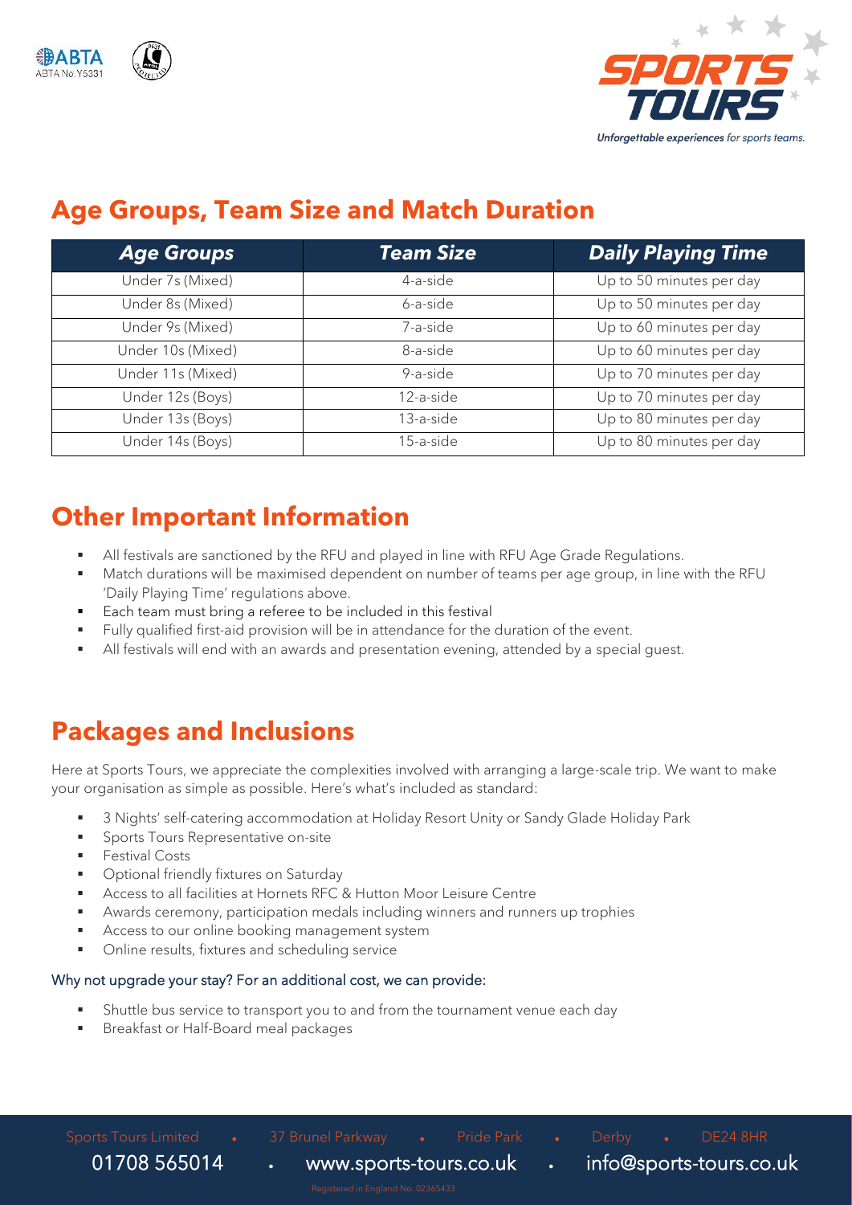## Age Groups, Team Size and Match Duration

| Age Groups | Team Size | Daily Playing Time |
| --- | --- | --- |
| Under 7s (Mixed) | 4-a-side | Up to 50 minutes per day |
| Under 8s (Mixed) | 6-a-side | Up to 50 minutes per day |
| Under 9s (Mixed) | 7-a-side | Up to 60 minutes per day |
| Under 10s (Mixed) | 8-a-side | Up to 60 minutes per day |
| Under 11s (Mixed) | 9-a-side | Up to 70 minutes per day |
| Under 12s (Boys) | 12-a-side | Up to 70 minutes per day |
| Under 13s (Boys) | 13-a-side | Up to 80 minutes per day |
| Under 14s (Boys) | 15-a-side | Up to 80 minutes per day |

## Other Important Information

- All festivals are sanctioned by the RFU and played in line with RFU Age Grade Regulations.
- Match durations will be maximised dependent on number of teams per age group, in line with the RFU 'Daily Playing Time' regulations above.
- Each team must bring a referee to be included in this festival
- Fully qualified first-aid provision will be in attendance for the duration of the event.
- All festivals will end with an awards and presentation evening, attended by a special guest.

## Packages and Inclusions

Here at Sports Tours, we appreciate the complexities involved with arranging a large-scale trip. We want to make your organisation as simple as possible. Here's what's included as standard:

- 3 Nights' self-catering accommodation at Holiday Resort Unity or Sandy Glade Holiday Park
- Sports Tours Representative on-site
- Festival Costs
- Optional friendly fixtures on Saturday
- Access to all facilities at Hornets RFC & Hutton Moor Leisure Centre
- Awards ceremony, participation medals including winners and runners up trophies
- Access to our online booking management system
- Online results, fixtures and scheduling service

Why not upgrade your stay? For an additional cost, we can provide:

- Shuttle bus service to transport you to and from the tournament venue each day
- Breakfast or Half-Board meal packages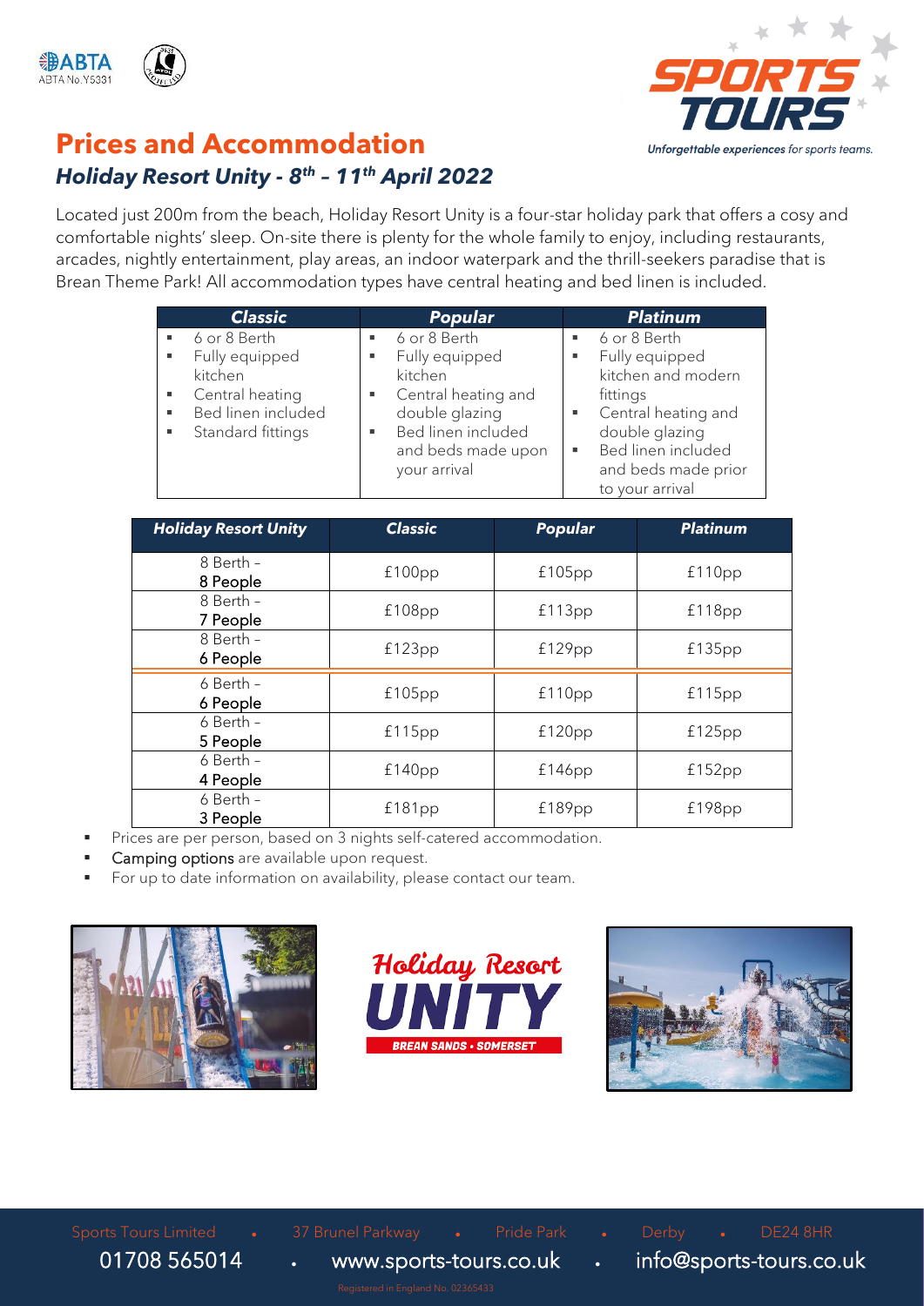# Prices and Accommodation

## *Holiday Resort Unity - 8th – 11th April 2022*

Located just 200m from the beach, Holiday Resort Unity is a four-star holiday park that offers a cosy and comfortable nights' sleep. On-site there is plenty for the whole family to enjoy, including restaurants, arcades, nightly entertainment, play areas, an indoor waterpark and the thrill-seekers paradise that is Brean Theme Park! All accommodation types have central heating and bed linen is included.

| ***Classic*** | ***Popular*** | ***Platinum*** |
|---|---|---|
| ▪ 6 or 8 Berth<br>▪ Fully equipped kitchen<br>▪ Central heating<br>▪ Bed linen included<br>▪ Standard fittings | ▪ 6 or 8 Berth<br>▪ Fully equipped kitchen<br>▪ Central heating and double glazing<br>▪ Bed linen included and beds made upon your arrival | ▪ 6 or 8 Berth<br>▪ Fully equipped kitchen and modern fittings<br>▪ Central heating and double glazing<br>▪ Bed linen included and beds made prior to your arrival |

| ***Holiday Resort Unity*** | ***Classic*** | ***Popular*** | ***Platinum*** |
|---|---|---|---|
| 8 Berth – 8 People | £100pp | £105pp | £110pp |
| 8 Berth – 7 People | £108pp | £113pp | £118pp |
| 8 Berth – 6 People | £123pp | £129pp | £135pp |
| 6 Berth – 6 People | £105pp | £110pp | £115pp |
| 6 Berth – 5 People | £115pp | £120pp | £125pp |
| 6 Berth – 4 People | £140pp | £146pp | £152pp |
| 6 Berth – 3 People | £181pp | £189pp | £198pp |

- Prices are per person, based on 3 nights self-catered accommodation.
- Camping options are available upon request.
- For up to date information on availability, please contact our team.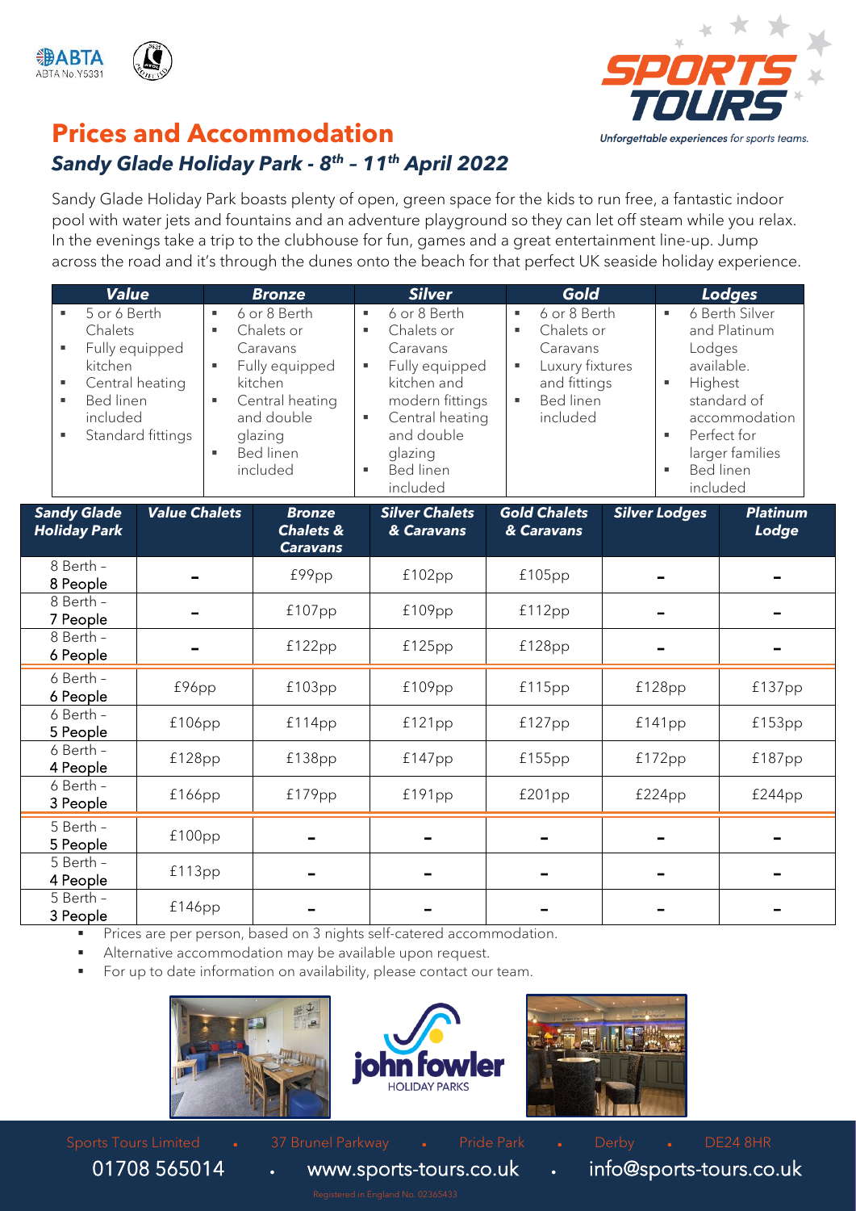## Prices and Accommodation

### *Sandy Glade Holiday Park - 8th – 11th April 2022*

Sandy Glade Holiday Park boasts plenty of open, green space for the kids to run free, a fantastic indoor pool with water jets and fountains and an adventure playground so they can let off steam while you relax. In the evenings take a trip to the clubhouse for fun, games and a great entertainment line-up. Jump across the road and it's through the dunes onto the beach for that perfect UK seaside holiday experience.

| Value | Bronze | Silver | Gold | Lodges |
|---|---|---|---|---|
| ▪ 5 or 6 Berth Chalets<br>▪ Fully equipped kitchen<br>▪ Central heating<br>▪ Bed linen included<br>▪ Standard fittings | ▪ 6 or 8 Berth<br>▪ Chalets or Caravans<br>▪ Fully equipped kitchen<br>▪ Central heating and double glazing<br>▪ Bed linen included | ▪ 6 or 8 Berth<br>▪ Chalets or Caravans<br>▪ Fully equipped kitchen and modern fittings<br>▪ Central heating and double glazing<br>▪ Bed linen included | ▪ 6 or 8 Berth<br>▪ Chalets or Caravans<br>▪ Luxury fixtures and fittings<br>▪ Bed linen included | ▪ 6 Berth Silver and Platinum Lodges available.<br>▪ Highest standard of accommodation<br>▪ Perfect for larger families<br>▪ Bed linen included |

| Sandy Glade Holiday Park | Value Chalets | Bronze Chalets & Caravans | Silver Chalets & Caravans | Gold Chalets & Caravans | Silver Lodges | Platinum Lodge |
|---|---|---|---|---|---|---|
| 8 Berth – 8 People | - | £99pp | £102pp | £105pp | - | - |
| 8 Berth – 7 People | - | £107pp | £109pp | £112pp | - | - |
| 8 Berth – 6 People | - | £122pp | £125pp | £128pp | - | - |
| 6 Berth – 6 People | £96pp | £103pp | £109pp | £115pp | £128pp | £137pp |
| 6 Berth – 5 People | £106pp | £114pp | £121pp | £127pp | £141pp | £153pp |
| 6 Berth – 4 People | £128pp | £138pp | £147pp | £155pp | £172pp | £187pp |
| 6 Berth – 3 People | £166pp | £179pp | £191pp | £201pp | £224pp | £244pp |
| 5 Berth – 5 People | £100pp | - | - | - | - | - |
| 5 Berth – 4 People | £113pp | - | - | - | - | - |
| 5 Berth – 3 People | £146pp | - | - | - | - | - |

- Prices are per person, based on 3 nights self-catered accommodation.
- Alternative accommodation may be available upon request.
- For up to date information on availability, please contact our team.

Sports Tours Limited • 37 Brunel Parkway • Pride Park • Derby • DE24 8HR

01708 565014 • www.sports-tours.co.uk • info@sports-tours.co.uk

Registered in England No. 02365433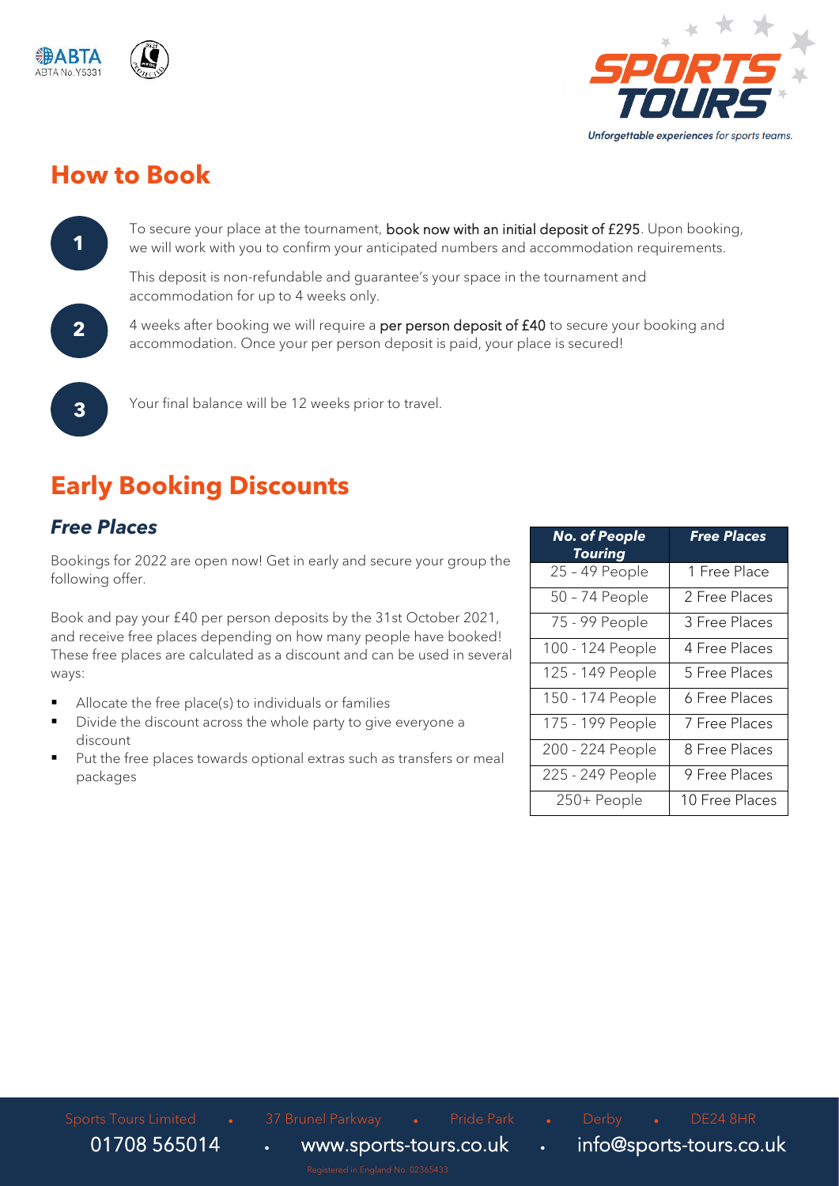# How to Book

**1** To secure your place at the tournament, book now with an initial deposit of £295. Upon booking, we will work with you to confirm your anticipated numbers and accommodation requirements.

This deposit is non-refundable and guarantee's your space in the tournament and accommodation for up to 4 weeks only.

**2** 4 weeks after booking we will require a per person deposit of £40 to secure your booking and accommodation. Once your per person deposit is paid, your place is secured!

**3** Your final balance will be 12 weeks prior to travel.

# Early Booking Discounts

## *Free Places*

Bookings for 2022 are open now! Get in early and secure your group the following offer.

Book and pay your £40 per person deposits by the 31st October 2021, and receive free places depending on how many people have booked! These free places are calculated as a discount and can be used in several ways:

- Allocate the free place(s) to individuals or families
- Divide the discount across the whole party to give everyone a discount
- Put the free places towards optional extras such as transfers or meal packages

| *No. of People Touring* | *Free Places* |
|---|---|
| 25 – 49 People | 1 Free Place |
| 50 – 74 People | 2 Free Places |
| 75 - 99 People | 3 Free Places |
| 100 - 124 People | 4 Free Places |
| 125 - 149 People | 5 Free Places |
| 150 - 174 People | 6 Free Places |
| 175 - 199 People | 7 Free Places |
| 200 - 224 People | 8 Free Places |
| 225 - 249 People | 9 Free Places |
| 250+ People | 10 Free Places |